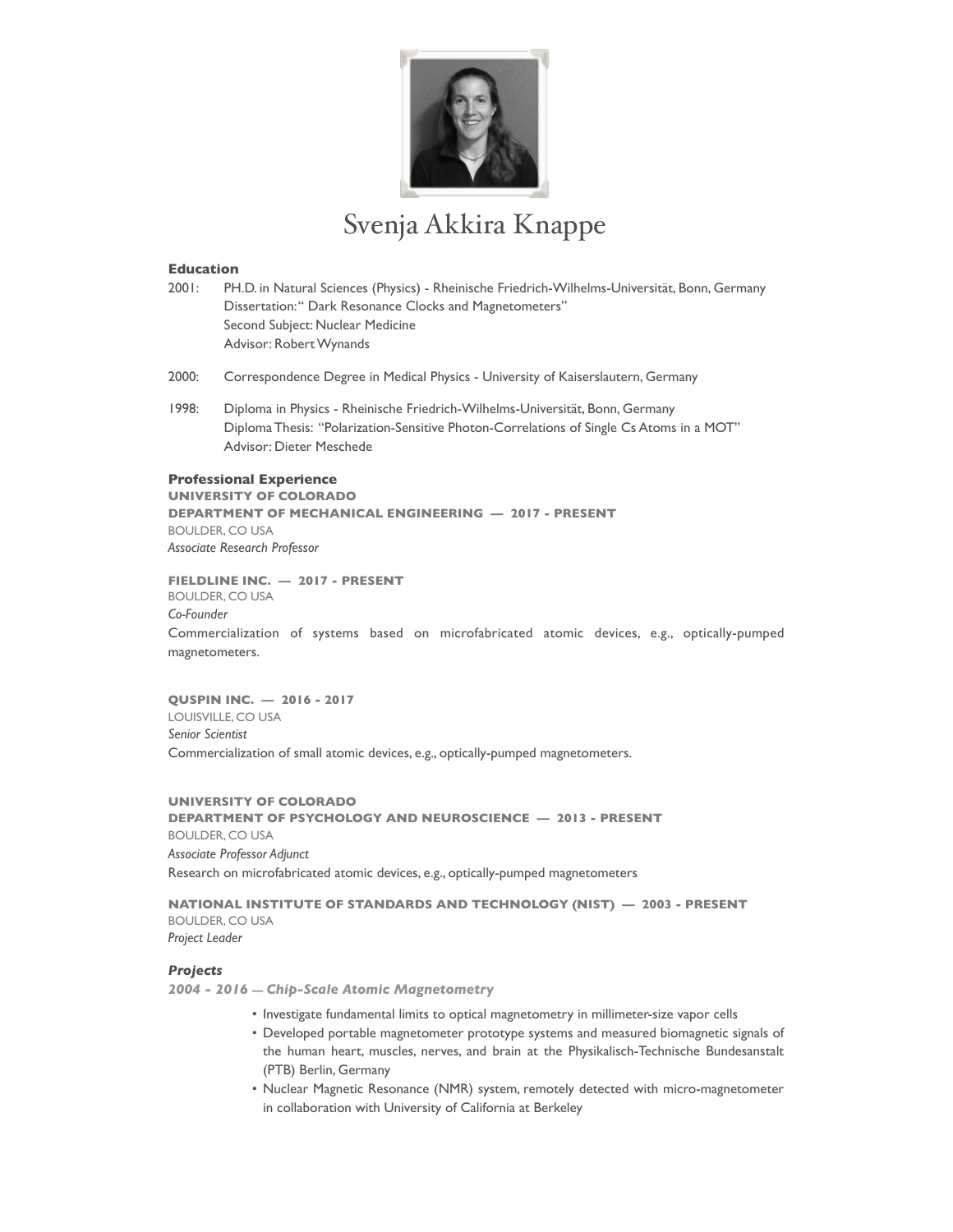# Svenja Akkira Knappe

## Education

2001: PH.D. in Natural Sciences (Physics) - Rheinische Friedrich-Wilhelms-Universität, Bonn, Germany
Dissertation: " Dark Resonance Clocks and Magnetometers"
Second Subject: Nuclear Medicine
Advisor: Robert Wynands

2000: Correspondence Degree in Medical Physics - University of Kaiserslautern, Germany

1998: Diploma in Physics - Rheinische Friedrich-Wilhelms-Universität, Bonn, Germany
Diploma Thesis: "Polarization-Sensitive Photon-Correlations of Single Cs Atoms in a MOT"
Advisor: Dieter Meschede

## Professional Experience

**UNIVERSITY OF COLORADO**
**DEPARTMENT OF MECHANICAL ENGINEERING — 2017 - PRESENT**
BOULDER, CO USA
*Associate Research Professor*

**FIELDLINE INC. — 2017 - PRESENT**
BOULDER, CO USA
*Co-Founder*
Commercialization of systems based on microfabricated atomic devices, e.g., optically-pumped magnetometers.

**QUSPIN INC. — 2016 - 2017**
LOUISVILLE, CO USA
*Senior Scientist*
Commercialization of small atomic devices, e.g., optically-pumped magnetometers.

**UNIVERSITY OF COLORADO**
**DEPARTMENT OF PSYCHOLOGY AND NEUROSCIENCE — 2013 - PRESENT**
BOULDER, CO USA
*Associate Professor Adjunct*
Research on microfabricated atomic devices, e.g., optically-pumped magnetometers

**NATIONAL INSTITUTE OF STANDARDS AND TECHNOLOGY (NIST) — 2003 - PRESENT**
BOULDER, CO USA
*Project Leader*

### *Projects*

***2004 - 2016 — Chip-Scale Atomic Magnetometry***

- Investigate fundamental limits to optical magnetometry in millimeter-size vapor cells
- Developed portable magnetometer prototype systems and measured biomagnetic signals of the human heart, muscles, nerves, and brain at the Physikalisch-Technische Bundesanstalt (PTB) Berlin, Germany
- Nuclear Magnetic Resonance (NMR) system, remotely detected with micro-magnetometer in collaboration with University of California at Berkeley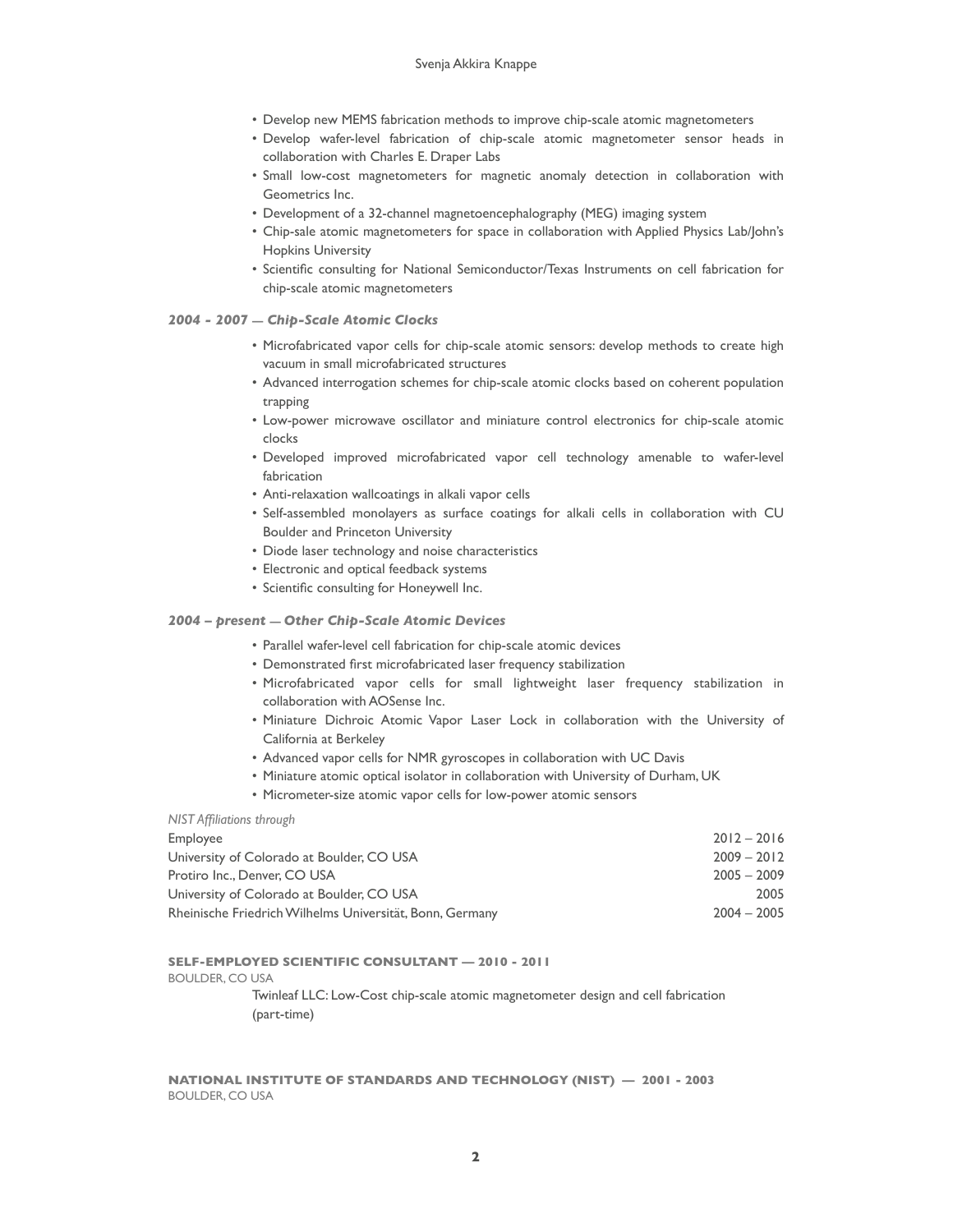- Develop new MEMS fabrication methods to improve chip-scale atomic magnetometers
- Develop wafer-level fabrication of chip-scale atomic magnetometer sensor heads in collaboration with Charles E. Draper Labs
- Small low-cost magnetometers for magnetic anomaly detection in collaboration with Geometrics Inc.
- Development of a 32-channel magnetoencephalography (MEG) imaging system
- Chip-sale atomic magnetometers for space in collaboration with Applied Physics Lab/John's Hopkins University
- Scientific consulting for National Semiconductor/Texas Instruments on cell fabrication for chip-scale atomic magnetometers

***2004 - 2007 — Chip-Scale Atomic Clocks***

- Microfabricated vapor cells for chip-scale atomic sensors: develop methods to create high vacuum in small microfabricated structures
- Advanced interrogation schemes for chip-scale atomic clocks based on coherent population trapping
- Low-power microwave oscillator and miniature control electronics for chip-scale atomic clocks
- Developed improved microfabricated vapor cell technology amenable to wafer-level fabrication
- Anti-relaxation wallcoatings in alkali vapor cells
- Self-assembled monolayers as surface coatings for alkali cells in collaboration with CU Boulder and Princeton University
- Diode laser technology and noise characteristics
- Electronic and optical feedback systems
- Scientific consulting for Honeywell Inc.

***2004 – present — Other Chip-Scale Atomic Devices***

- Parallel wafer-level cell fabrication for chip-scale atomic devices
- Demonstrated first microfabricated laser frequency stabilization
- Microfabricated vapor cells for small lightweight laser frequency stabilization in collaboration with AOSense Inc.
- Miniature Dichroic Atomic Vapor Laser Lock in collaboration with the University of California at Berkeley
- Advanced vapor cells for NMR gyroscopes in collaboration with UC Davis
- Miniature atomic optical isolator in collaboration with University of Durham, UK
- Micrometer-size atomic vapor cells for low-power atomic sensors

*NIST Affiliations through*

| | |
|---|---|
| Employee | 2012 – 2016 |
| University of Colorado at Boulder, CO USA | 2009 – 2012 |
| Protiro Inc., Denver, CO USA | 2005 – 2009 |
| University of Colorado at Boulder, CO USA | 2005 |
| Rheinische Friedrich Wilhelms Universität, Bonn, Germany | 2004 – 2005 |

**SELF-EMPLOYED SCIENTIFIC CONSULTANT — 2010 - 2011**

BOULDER, CO USA

Twinleaf LLC: Low-Cost chip-scale atomic magnetometer design and cell fabrication (part-time)

**NATIONAL INSTITUTE OF STANDARDS AND TECHNOLOGY (NIST) — 2001 - 2003**

BOULDER, CO USA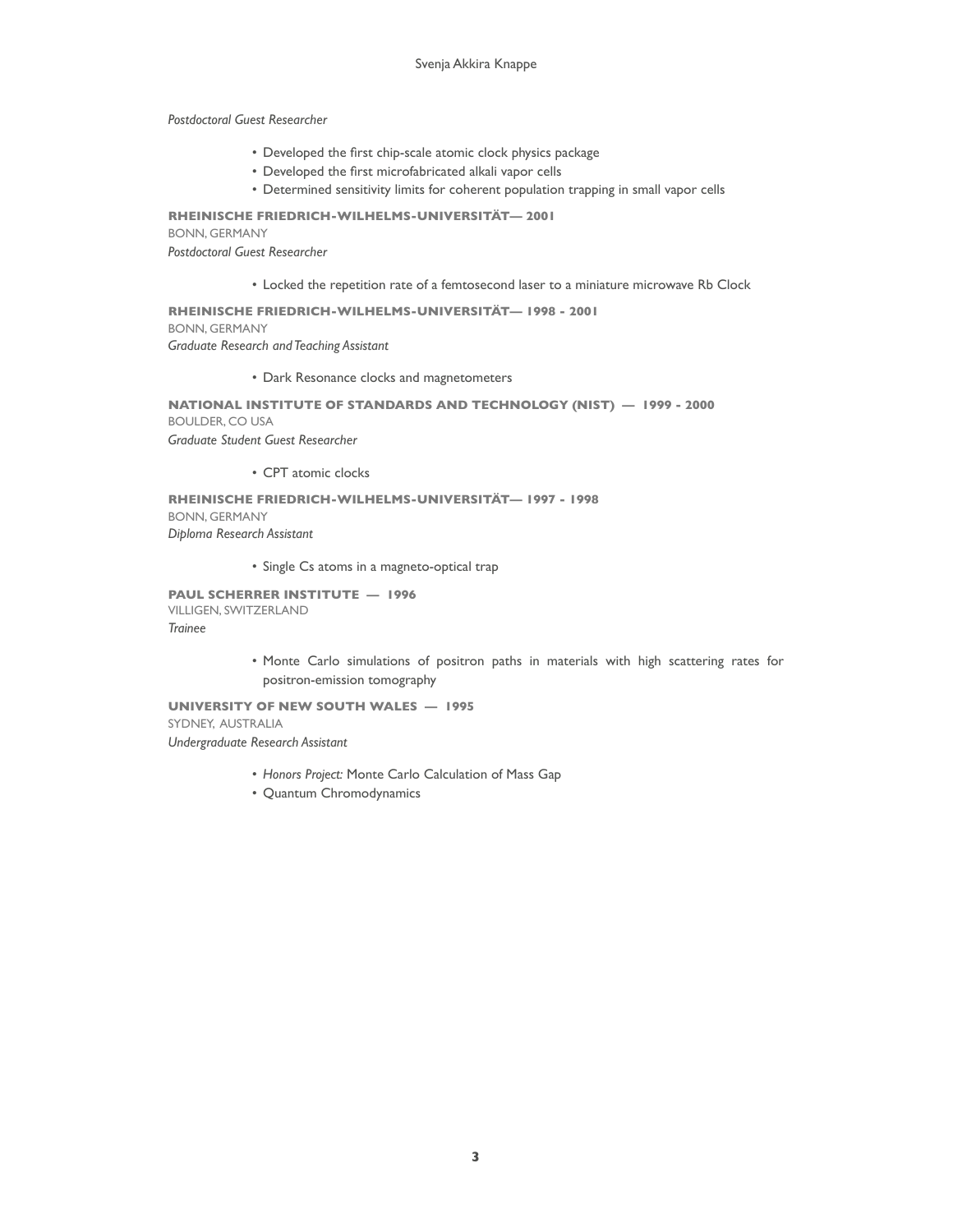*Postdoctoral Guest Researcher*

- Developed the first chip-scale atomic clock physics package
- Developed the first microfabricated alkali vapor cells
- Determined sensitivity limits for coherent population trapping in small vapor cells

**RHEINISCHE FRIEDRICH-WILHELMS-UNIVERSITÄT— 2001**
BONN, GERMANY
*Postdoctoral Guest Researcher*

- Locked the repetition rate of a femtosecond laser to a miniature microwave Rb Clock

**RHEINISCHE FRIEDRICH-WILHELMS-UNIVERSITÄT— 1998 - 2001**
BONN, GERMANY
*Graduate Research and Teaching Assistant*

- Dark Resonance clocks and magnetometers

**NATIONAL INSTITUTE OF STANDARDS AND TECHNOLOGY (NIST) — 1999 - 2000**
BOULDER, CO USA
*Graduate Student Guest Researcher*

- CPT atomic clocks

**RHEINISCHE FRIEDRICH-WILHELMS-UNIVERSITÄT— 1997 - 1998**
BONN, GERMANY
*Diploma Research Assistant*

- Single Cs atoms in a magneto-optical trap

**PAUL SCHERRER INSTITUTE — 1996**
VILLIGEN, SWITZERLAND
*Trainee*

- Monte Carlo simulations of positron paths in materials with high scattering rates for positron-emission tomography

**UNIVERSITY OF NEW SOUTH WALES — 1995**
SYDNEY, AUSTRALIA
*Undergraduate Research Assistant*

- *Honors Project:* Monte Carlo Calculation of Mass Gap
- Quantum Chromodynamics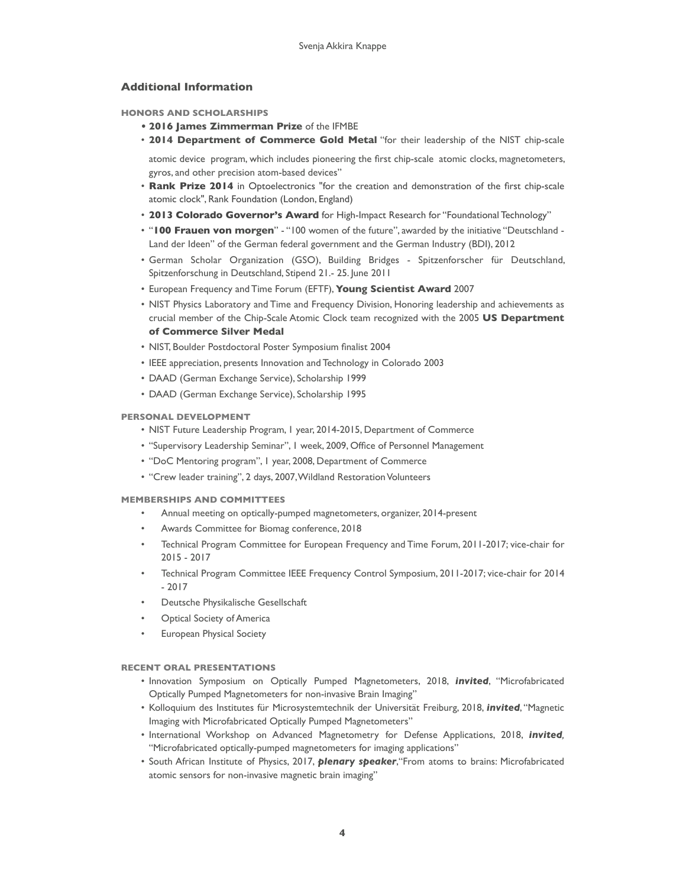## Additional Information

### HONORS AND SCHOLARSHIPS

- **2016 James Zimmerman Prize** of the IFMBE
- **2014 Department of Commerce Gold Metal** "for their leadership of the NIST chip-scale atomic device program, which includes pioneering the first chip-scale atomic clocks, magnetometers, gyros, and other precision atom-based devices"
- **Rank Prize 2014** in Optoelectronics "for the creation and demonstration of the first chip-scale atomic clock", Rank Foundation (London, England)
- **2013 Colorado Governor's Award** for High-Impact Research for "Foundational Technology"
- "**100 Frauen von morgen**" - "100 women of the future", awarded by the initiative "Deutschland - Land der Ideen" of the German federal government and the German Industry (BDI), 2012
- German Scholar Organization (GSO), Building Bridges - Spitzenforscher für Deutschland, Spitzenforschung in Deutschland, Stipend 21.- 25. June 2011
- European Frequency and Time Forum (EFTF), **Young Scientist Award** 2007
- NIST Physics Laboratory and Time and Frequency Division, Honoring leadership and achievements as crucial member of the Chip-Scale Atomic Clock team recognized with the 2005 **US Department of Commerce Silver Medal**
- NIST, Boulder Postdoctoral Poster Symposium finalist 2004
- IEEE appreciation, presents Innovation and Technology in Colorado 2003
- DAAD (German Exchange Service), Scholarship 1999
- DAAD (German Exchange Service), Scholarship 1995

### PERSONAL DEVELOPMENT

- NIST Future Leadership Program, 1 year, 2014-2015, Department of Commerce
- "Supervisory Leadership Seminar", 1 week, 2009, Office of Personnel Management
- "DoC Mentoring program", 1 year, 2008, Department of Commerce
- "Crew leader training", 2 days, 2007, Wildland Restoration Volunteers

### MEMBERSHIPS AND COMMITTEES

- Annual meeting on optically-pumped magnetometers, organizer, 2014-present
- Awards Committee for Biomag conference, 2018
- Technical Program Committee for European Frequency and Time Forum, 2011-2017; vice-chair for 2015 - 2017
- Technical Program Committee IEEE Frequency Control Symposium, 2011-2017; vice-chair for 2014 - 2017
- Deutsche Physikalische Gesellschaft
- Optical Society of America
- European Physical Society

### RECENT ORAL PRESENTATIONS

- Innovation Symposium on Optically Pumped Magnetometers, 2018, ***invited***, "Microfabricated Optically Pumped Magnetometers for non-invasive Brain Imaging"
- Kolloquium des Institutes für Microsystemtechnik der Universität Freiburg, 2018, ***invited***, "Magnetic Imaging with Microfabricated Optically Pumped Magnetometers"
- International Workshop on Advanced Magnetometry for Defense Applications, 2018, ***invited***, "Microfabricated optically-pumped magnetometers for imaging applications"
- South African Institute of Physics, 2017, ***plenary speaker***, "From atoms to brains: Microfabricated atomic sensors for non-invasive magnetic brain imaging"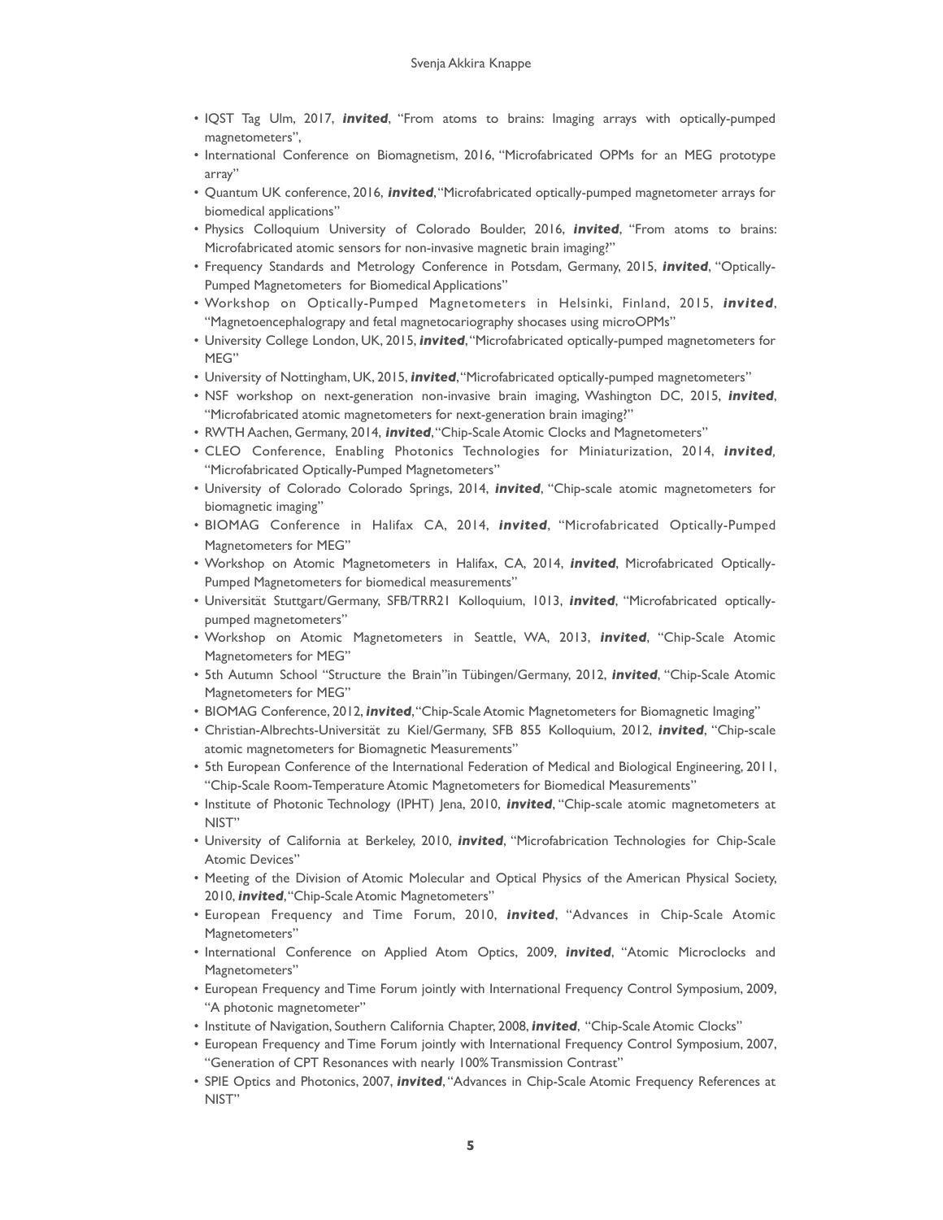- IQST Tag Ulm, 2017, ***invited***, "From atoms to brains: Imaging arrays with optically-pumped magnetometers",
- International Conference on Biomagnetism, 2016, "Microfabricated OPMs for an MEG prototype array"
- Quantum UK conference, 2016, ***invited***, "Microfabricated optically-pumped magnetometer arrays for biomedical applications"
- Physics Colloquium University of Colorado Boulder, 2016, ***invited***, "From atoms to brains: Microfabricated atomic sensors for non-invasive magnetic brain imaging?"
- Frequency Standards and Metrology Conference in Potsdam, Germany, 2015, ***invited***, "Optically-Pumped Magnetometers for Biomedical Applications"
- Workshop on Optically-Pumped Magnetometers in Helsinki, Finland, 2015, ***invited***, "Magnetoencephalogrpay and fetal magnetocariography shocases using microOPMs"
- University College London, UK, 2015, ***invited***, "Microfabricated optically-pumped magnetometers for MEG"
- University of Nottingham, UK, 2015, ***invited***, "Microfabricated optically-pumped magnetometers"
- NSF workshop on next-generation non-invasive brain imaging, Washington DC, 2015, ***invited***, "Microfabricated atomic magnetometers for next-generation brain imaging?"
- RWTH Aachen, Germany, 2014, ***invited***, "Chip-Scale Atomic Clocks and Magnetometers"
- CLEO Conference, Enabling Photonics Technologies for Miniaturization, 2014, ***invited***, "Microfabricated Optically-Pumped Magnetometers"
- University of Colorado Colorado Springs, 2014, ***invited***, "Chip-scale atomic magnetometers for biomagnetic imaging"
- BIOMAG Conference in Halifax CA, 2014, ***invited***, "Microfabricated Optically-Pumped Magnetometers for MEG"
- Workshop on Atomic Magnetometers in Halifax, CA, 2014, ***invited***, Microfabricated Optically-Pumped Magnetometers for biomedical measurements"
- Universität Stuttgart/Germany, SFB/TRR21 Kolloquium, 1013, ***invited***, "Microfabricated optically-pumped magnetometers"
- Workshop on Atomic Magnetometers in Seattle, WA, 2013, ***invited***, "Chip-Scale Atomic Magnetometers for MEG"
- 5th Autumn School "Structure the Brain"in Tübingen/Germany, 2012, ***invited***, "Chip-Scale Atomic Magnetometers for MEG"
- BIOMAG Conference, 2012, ***invited***, "Chip-Scale Atomic Magnetometers for Biomagnetic Imaging"
- Christian-Albrechts-Universität zu Kiel/Germany, SFB 855 Kolloquium, 2012, ***invited***, "Chip-scale atomic magnetometers for Biomagnetic Measurements"
- 5th European Conference of the International Federation of Medical and Biological Engineering, 2011, "Chip-Scale Room-Temperature Atomic Magnetometers for Biomedical Measurements"
- Institute of Photonic Technology (IPHT) Jena, 2010, ***invited***, "Chip-scale atomic magnetometers at NIST"
- University of California at Berkeley, 2010, ***invited***, "Microfabrication Technologies for Chip-Scale Atomic Devices"
- Meeting of the Division of Atomic Molecular and Optical Physics of the American Physical Society, 2010, ***invited***, "Chip-Scale Atomic Magnetometers"
- European Frequency and Time Forum, 2010, ***invited***, "Advances in Chip-Scale Atomic Magnetometers"
- International Conference on Applied Atom Optics, 2009, ***invited***, "Atomic Microclocks and Magnetometers"
- European Frequency and Time Forum jointly with International Frequency Control Symposium, 2009, "A photonic magnetometer"
- Institute of Navigation, Southern California Chapter, 2008, ***invited***, "Chip-Scale Atomic Clocks"
- European Frequency and Time Forum jointly with International Frequency Control Symposium, 2007, "Generation of CPT Resonances with nearly 100% Transmission Contrast"
- SPIE Optics and Photonics, 2007, ***invited***, "Advances in Chip-Scale Atomic Frequency References at NIST"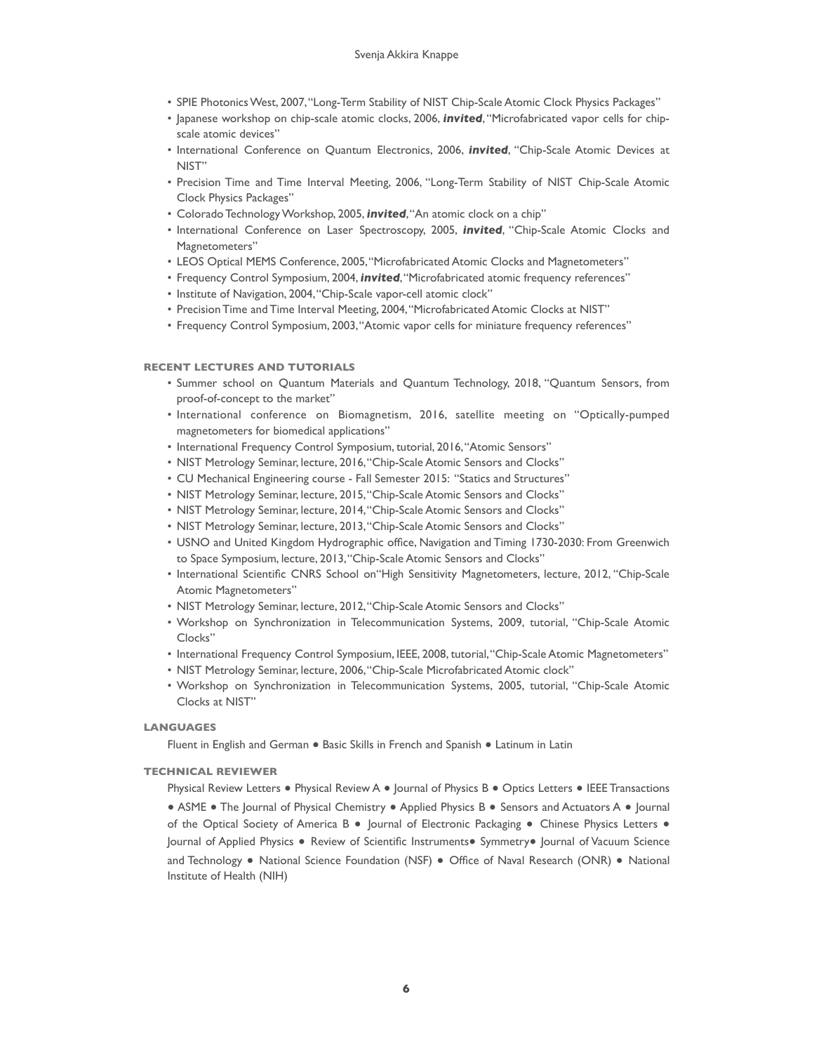- SPIE Photonics West, 2007, "Long-Term Stability of NIST Chip-Scale Atomic Clock Physics Packages"
- Japanese workshop on chip-scale atomic clocks, 2006, ***invited***, "Microfabricated vapor cells for chip-scale atomic devices"
- International Conference on Quantum Electronics, 2006, ***invited***, "Chip-Scale Atomic Devices at NIST"
- Precision Time and Time Interval Meeting, 2006, "Long-Term Stability of NIST Chip-Scale Atomic Clock Physics Packages"
- Colorado Technology Workshop, 2005, ***invited***, "An atomic clock on a chip"
- International Conference on Laser Spectroscopy, 2005, ***invited***, "Chip-Scale Atomic Clocks and Magnetometers"
- LEOS Optical MEMS Conference, 2005, "Microfabricated Atomic Clocks and Magnetometers"
- Frequency Control Symposium, 2004, ***invited***, "Microfabricated atomic frequency references"
- Institute of Navigation, 2004, "Chip-Scale vapor-cell atomic clock"
- Precision Time and Time Interval Meeting, 2004, "Microfabricated Atomic Clocks at NIST"
- Frequency Control Symposium, 2003, "Atomic vapor cells for miniature frequency references"

## RECENT LECTURES AND TUTORIALS

- Summer school on Quantum Materials and Quantum Technology, 2018, "Quantum Sensors, from proof-of-concept to the market"
- International conference on Biomagnetism, 2016, satellite meeting on "Optically-pumped magnetometers for biomedical applications"
- International Frequency Control Symposium, tutorial, 2016, "Atomic Sensors"
- NIST Metrology Seminar, lecture, 2016, "Chip-Scale Atomic Sensors and Clocks"
- CU Mechanical Engineering course - Fall Semester 2015: "Statics and Structures"
- NIST Metrology Seminar, lecture, 2015, "Chip-Scale Atomic Sensors and Clocks"
- NIST Metrology Seminar, lecture, 2014, "Chip-Scale Atomic Sensors and Clocks"
- NIST Metrology Seminar, lecture, 2013, "Chip-Scale Atomic Sensors and Clocks"
- USNO and United Kingdom Hydrographic office, Navigation and Timing 1730-2030: From Greenwich to Space Symposium, lecture, 2013, "Chip-Scale Atomic Sensors and Clocks"
- International Scientific CNRS School on"High Sensitivity Magnetometers, lecture, 2012, "Chip-Scale Atomic Magnetometers"
- NIST Metrology Seminar, lecture, 2012, "Chip-Scale Atomic Sensors and Clocks"
- Workshop on Synchronization in Telecommunication Systems, 2009, tutorial, "Chip-Scale Atomic Clocks"
- International Frequency Control Symposium, IEEE, 2008, tutorial, "Chip-Scale Atomic Magnetometers"
- NIST Metrology Seminar, lecture, 2006, "Chip-Scale Microfabricated Atomic clock"
- Workshop on Synchronization in Telecommunication Systems, 2005, tutorial, "Chip-Scale Atomic Clocks at NIST"

## LANGUAGES

Fluent in English and German • Basic Skills in French and Spanish • Latinum in Latin

## TECHNICAL REVIEWER

Physical Review Letters • Physical Review A • Journal of Physics B • Optics Letters • IEEE Transactions • ASME • The Journal of Physical Chemistry • Applied Physics B • Sensors and Actuators A • Journal of the Optical Society of America B • Journal of Electronic Packaging • Chinese Physics Letters • Journal of Applied Physics • Review of Scientific Instruments• Symmetry• Journal of Vacuum Science and Technology • National Science Foundation (NSF) • Office of Naval Research (ONR) • National Institute of Health (NIH)